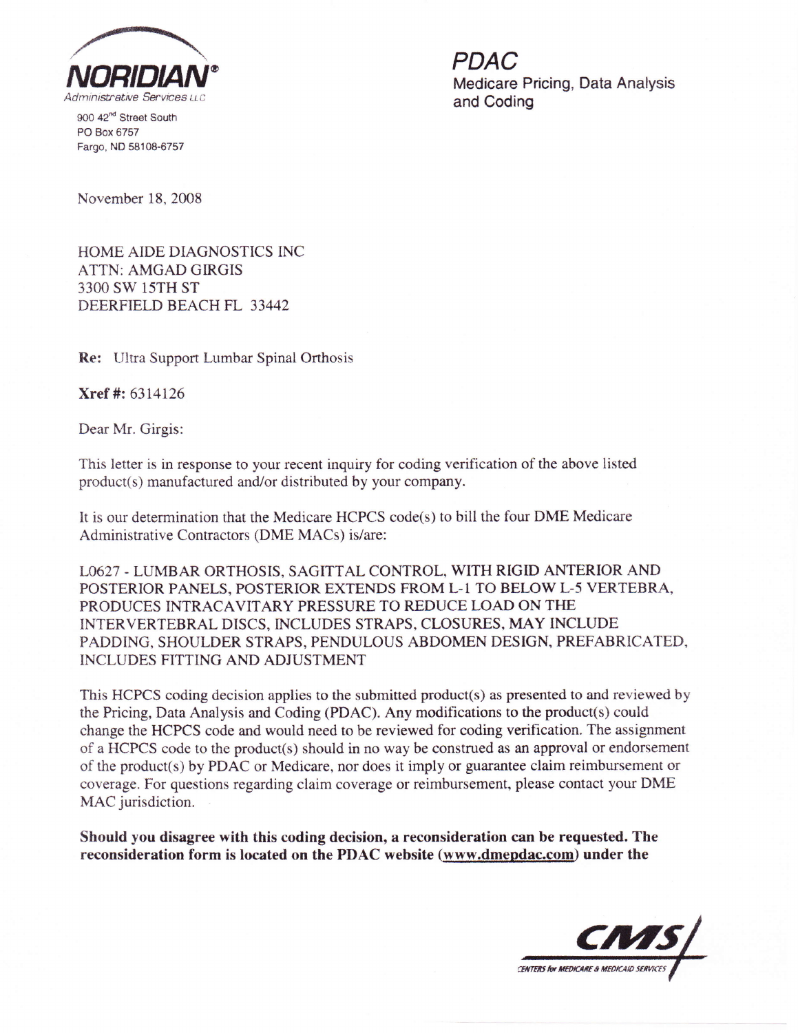**NORIDIAN®**
*Administrative Services LLC*

900 42nd Street South
PO Box 6757
Fargo, ND 58108-6757

***PDAC***
Medicare Pricing, Data Analysis and Coding

November 18, 2008

HOME AIDE DIAGNOSTICS INC
ATTN: AMGAD GIRGIS
3300 SW 15TH ST
DEERFIELD BEACH FL 33442

**Re:** Ultra Support Lumbar Spinal Orthosis

**Xref #:** 6314126

Dear Mr. Girgis:

This letter is in response to your recent inquiry for coding verification of the above listed product(s) manufactured and/or distributed by your company.

It is our determination that the Medicare HCPCS code(s) to bill the four DME Medicare Administrative Contractors (DME MACs) is/are:

L0627 - LUMBAR ORTHOSIS, SAGITTAL CONTROL, WITH RIGID ANTERIOR AND POSTERIOR PANELS, POSTERIOR EXTENDS FROM L-1 TO BELOW L-5 VERTEBRA, PRODUCES INTRACAVITARY PRESSURE TO REDUCE LOAD ON THE INTERVERTEBRAL DISCS, INCLUDES STRAPS, CLOSURES, MAY INCLUDE PADDING, SHOULDER STRAPS, PENDULOUS ABDOMEN DESIGN, PREFABRICATED, INCLUDES FITTING AND ADJUSTMENT

This HCPCS coding decision applies to the submitted product(s) as presented to and reviewed by the Pricing, Data Analysis and Coding (PDAC). Any modifications to the product(s) could change the HCPCS code and would need to be reviewed for coding verification. The assignment of a HCPCS code to the product(s) should in no way be construed as an approval or endorsement of the product(s) by PDAC or Medicare, nor does it imply or guarantee claim reimbursement or coverage. For questions regarding claim coverage or reimbursement, please contact your DME MAC jurisdiction.

**Should you disagree with this coding decision, a reconsideration can be requested. The reconsideration form is located on the PDAC website (www.dmepdac.com) under the**

CMS
CENTERS for MEDICARE & MEDICAID SERVICES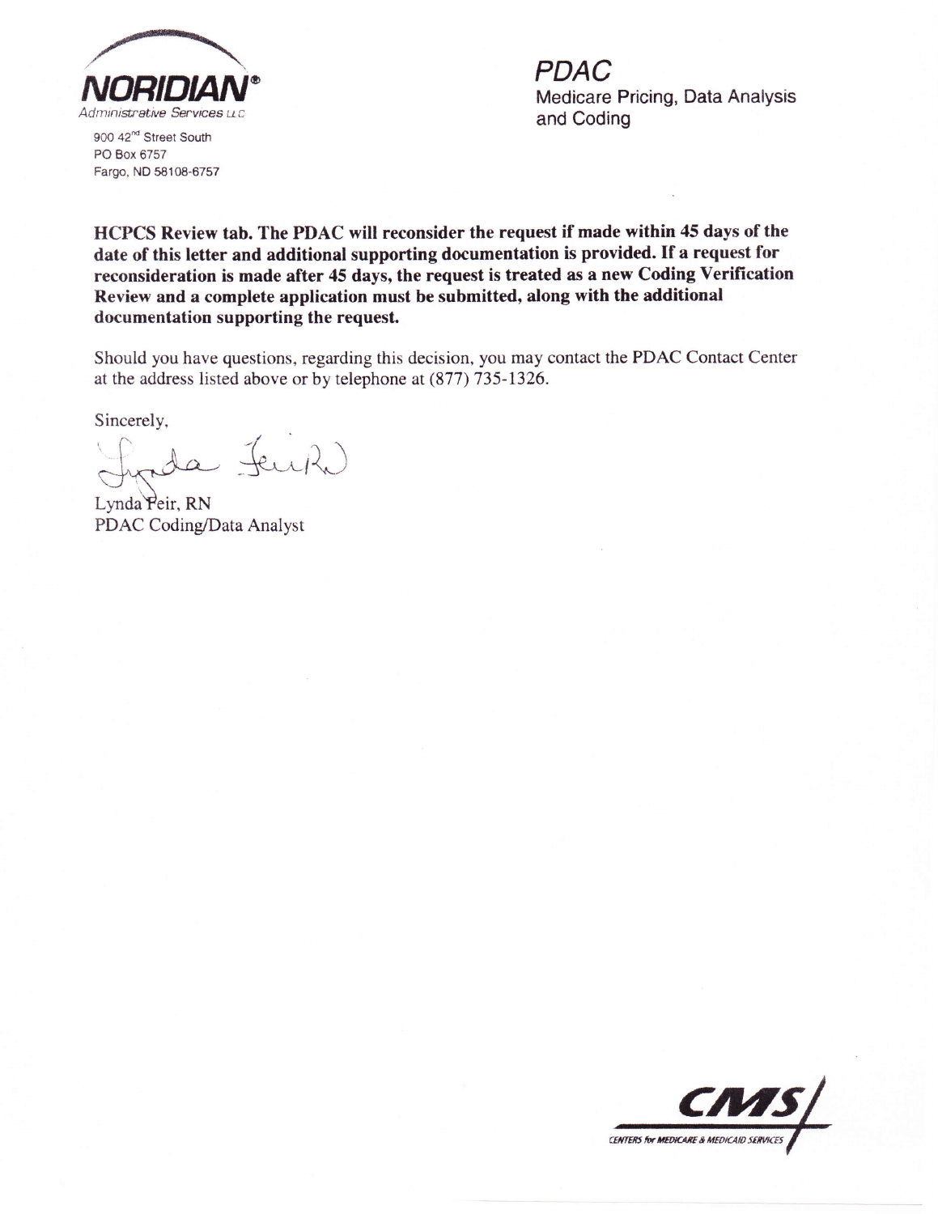**NORIDIAN®**
*Administrative Services LLC*

900 42[nd] Street South
PO Box 6757
Fargo, ND 58108-6757

*PDAC*
Medicare Pricing, Data Analysis and Coding

**HCPCS Review tab. The PDAC will reconsider the request if made within 45 days of the date of this letter and additional supporting documentation is provided. If a request for reconsideration is made after 45 days, the request is treated as a new Coding Verification Review and a complete application must be submitted, along with the additional documentation supporting the request.**

Should you have questions, regarding this decision, you may contact the PDAC Contact Center at the address listed above or by telephone at (877) 735-1326.

Sincerely,

Lynda Feir, RN
PDAC Coding/Data Analyst

CMS
CENTERS for MEDICARE & MEDICAID SERVICES